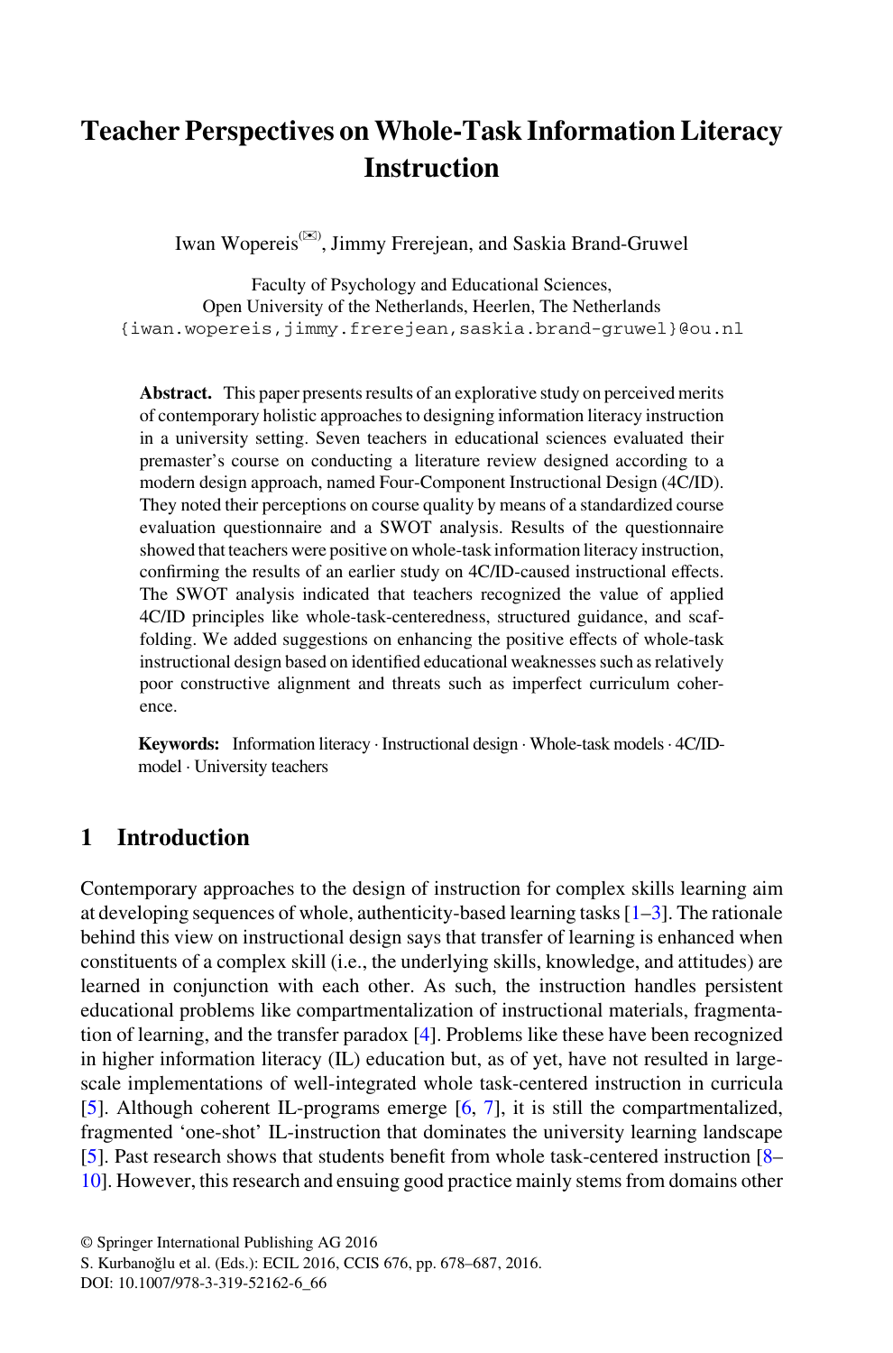# Teacher Perspectives on Whole-Task Information Literacy Instruction

Iwan Wopereis(✉), Jimmy Frerejean, and Saskia Brand-Gruwel

Faculty of Psychology and Educational Sciences, Open University of the Netherlands, Heerlen, The Netherlands
{iwan.wopereis,jimmy.frerejean,saskia.brand-gruwel}@ou.nl

**Abstract.** This paper presents results of an explorative study on perceived merits of contemporary holistic approaches to designing information literacy instruction in a university setting. Seven teachers in educational sciences evaluated their premaster's course on conducting a literature review designed according to a modern design approach, named Four-Component Instructional Design (4C/ID). They noted their perceptions on course quality by means of a standardized course evaluation questionnaire and a SWOT analysis. Results of the questionnaire showed that teachers were positive on whole-task information literacy instruction, confirming the results of an earlier study on 4C/ID-caused instructional effects. The SWOT analysis indicated that teachers recognized the value of applied 4C/ID principles like whole-task-centeredness, structured guidance, and scaffolding. We added suggestions on enhancing the positive effects of whole-task instructional design based on identified educational weaknesses such as relatively poor constructive alignment and threats such as imperfect curriculum coherence.

**Keywords:** Information literacy · Instructional design · Whole-task models · 4C/ID-model · University teachers

## 1 Introduction

Contemporary approaches to the design of instruction for complex skills learning aim at developing sequences of whole, authenticity-based learning tasks [1–3]. The rationale behind this view on instructional design says that transfer of learning is enhanced when constituents of a complex skill (i.e., the underlying skills, knowledge, and attitudes) are learned in conjunction with each other. As such, the instruction handles persistent educational problems like compartmentalization of instructional materials, fragmentation of learning, and the transfer paradox [4]. Problems like these have been recognized in higher information literacy (IL) education but, as of yet, have not resulted in large-scale implementations of well-integrated whole task-centered instruction in curricula [5]. Although coherent IL-programs emerge [6, 7], it is still the compartmentalized, fragmented 'one-shot' IL-instruction that dominates the university learning landscape [5]. Past research shows that students benefit from whole task-centered instruction [8–10]. However, this research and ensuing good practice mainly stems from domains other

© Springer International Publishing AG 2016
S. Kurbanoğlu et al. (Eds.): ECIL 2016, CCIS 676, pp. 678–687, 2016.
DOI: 10.1007/978-3-319-52162-6_66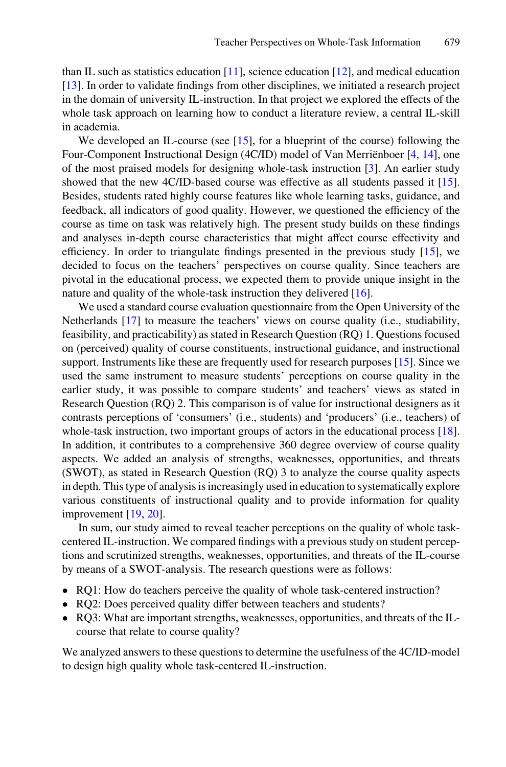than IL such as statistics education [11], science education [12], and medical education [13]. In order to validate findings from other disciplines, we initiated a research project in the domain of university IL-instruction. In that project we explored the effects of the whole task approach on learning how to conduct a literature review, a central IL-skill in academia.

We developed an IL-course (see [15], for a blueprint of the course) following the Four-Component Instructional Design (4C/ID) model of Van Merriënboer [4, 14], one of the most praised models for designing whole-task instruction [3]. An earlier study showed that the new 4C/ID-based course was effective as all students passed it [15]. Besides, students rated highly course features like whole learning tasks, guidance, and feedback, all indicators of good quality. However, we questioned the efficiency of the course as time on task was relatively high. The present study builds on these findings and analyses in-depth course characteristics that might affect course effectivity and efficiency. In order to triangulate findings presented in the previous study [15], we decided to focus on the teachers' perspectives on course quality. Since teachers are pivotal in the educational process, we expected them to provide unique insight in the nature and quality of the whole-task instruction they delivered [16].

We used a standard course evaluation questionnaire from the Open University of the Netherlands [17] to measure the teachers' views on course quality (i.e., studiability, feasibility, and practicability) as stated in Research Question (RQ) 1. Questions focused on (perceived) quality of course constituents, instructional guidance, and instructional support. Instruments like these are frequently used for research purposes [15]. Since we used the same instrument to measure students' perceptions on course quality in the earlier study, it was possible to compare students' and teachers' views as stated in Research Question (RQ) 2. This comparison is of value for instructional designers as it contrasts perceptions of 'consumers' (i.e., students) and 'producers' (i.e., teachers) of whole-task instruction, two important groups of actors in the educational process [18]. In addition, it contributes to a comprehensive 360 degree overview of course quality aspects. We added an analysis of strengths, weaknesses, opportunities, and threats (SWOT), as stated in Research Question (RQ) 3 to analyze the course quality aspects in depth. This type of analysis is increasingly used in education to systematically explore various constituents of instructional quality and to provide information for quality improvement [19, 20].

In sum, our study aimed to reveal teacher perceptions on the quality of whole task-centered IL-instruction. We compared findings with a previous study on student perceptions and scrutinized strengths, weaknesses, opportunities, and threats of the IL-course by means of a SWOT-analysis. The research questions were as follows:

- RQ1: How do teachers perceive the quality of whole task-centered instruction?
- RQ2: Does perceived quality differ between teachers and students?
- RQ3: What are important strengths, weaknesses, opportunities, and threats of the IL-course that relate to course quality?

We analyzed answers to these questions to determine the usefulness of the 4C/ID-model to design high quality whole task-centered IL-instruction.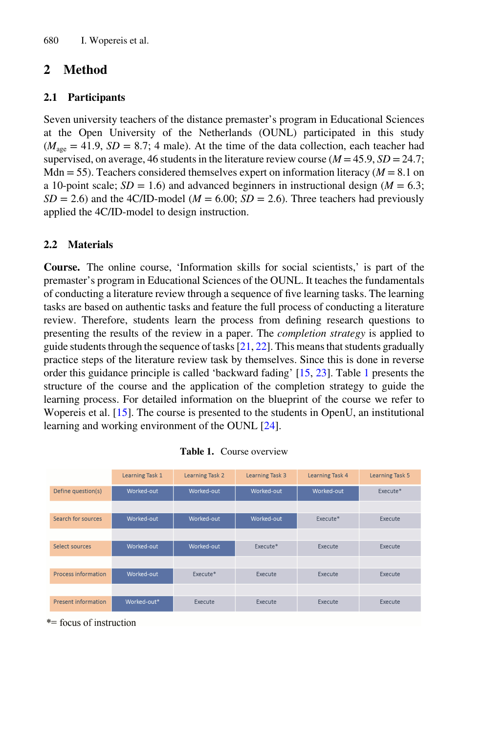## 2 Method

### 2.1 Participants

Seven university teachers of the distance premaster's program in Educational Sciences at the Open University of the Netherlands (OUNL) participated in this study ($M_{age}$ = 41.9, *SD* = 8.7; 4 male). At the time of the data collection, each teacher had supervised, on average, 46 students in the literature review course (*M* = 45.9, *SD* = 24.7; Mdn = 55). Teachers considered themselves expert on information literacy (*M* = 8.1 on a 10-point scale; *SD* = 1.6) and advanced beginners in instructional design (*M* = 6.3; *SD* = 2.6) and the 4C/ID-model (*M* = 6.00; *SD* = 2.6). Three teachers had previously applied the 4C/ID-model to design instruction.

### 2.2 Materials

**Course.** The online course, 'Information skills for social scientists,' is part of the premaster's program in Educational Sciences of the OUNL. It teaches the fundamentals of conducting a literature review through a sequence of five learning tasks. The learning tasks are based on authentic tasks and feature the full process of conducting a literature review. Therefore, students learn the process from defining research questions to presenting the results of the review in a paper. The *completion strategy* is applied to guide students through the sequence of tasks [21, 22]. This means that students gradually practice steps of the literature review task by themselves. Since this is done in reverse order this guidance principle is called 'backward fading' [15, 23]. Table 1 presents the structure of the course and the application of the completion strategy to guide the learning process. For detailed information on the blueprint of the course we refer to Wopereis et al. [15]. The course is presented to the students in OpenU, an institutional learning and working environment of the OUNL [24].

**Table 1.** Course overview

| | Learning Task 1 | Learning Task 2 | Learning Task 3 | Learning Task 4 | Learning Task 5 |
|---|---|---|---|---|---|
| Define question(s) | Worked-out | Worked-out | Worked-out | Worked-out | Execute* |
| Search for sources | Worked-out | Worked-out | Worked-out | Execute* | Execute |
| Select sources | Worked-out | Worked-out | Execute* | Execute | Execute |
| Process information | Worked-out | Execute* | Execute | Execute | Execute |
| Present information | Worked-out* | Execute | Execute | Execute | Execute |

*= focus of instruction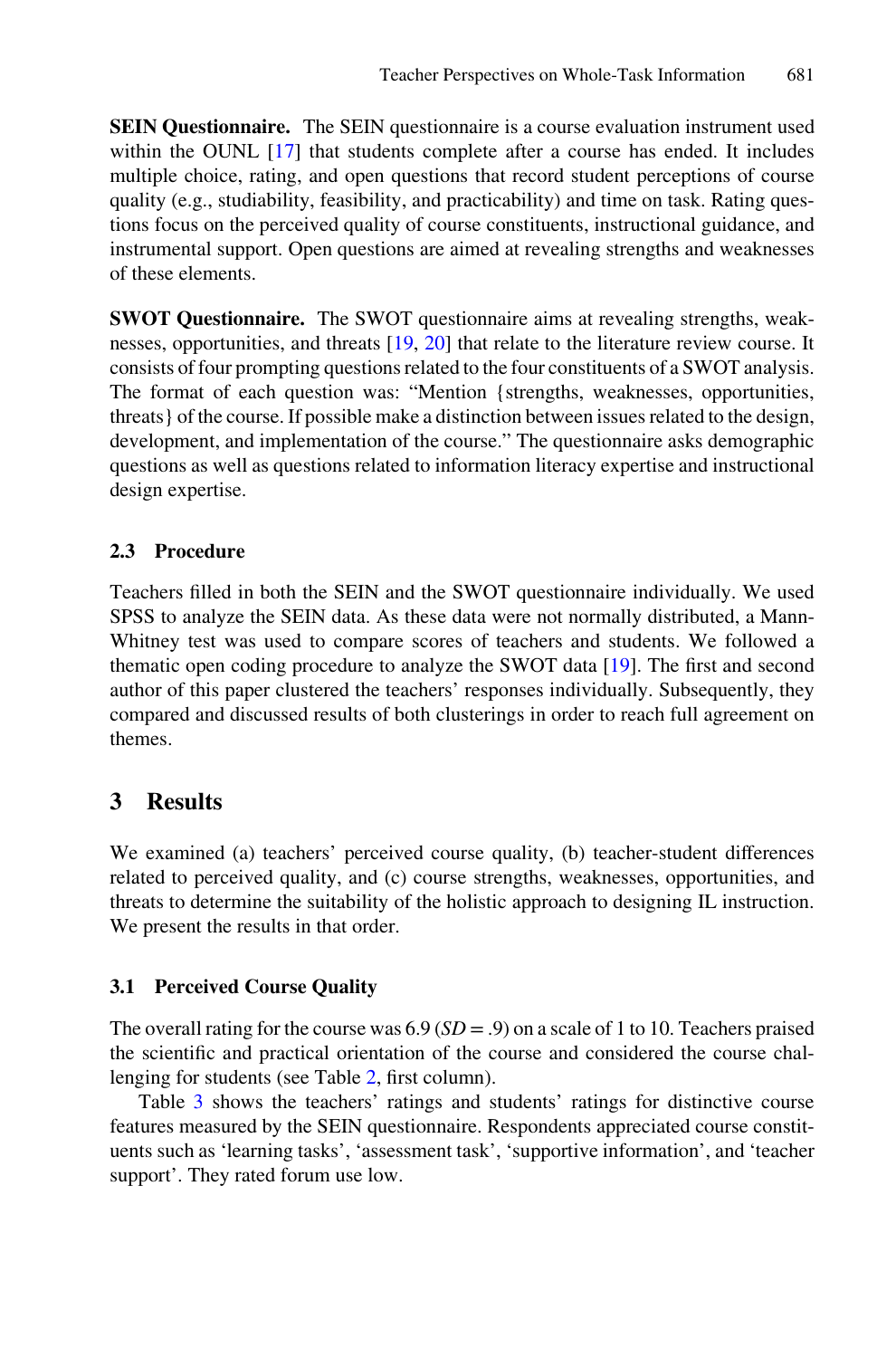**SEIN Questionnaire.** The SEIN questionnaire is a course evaluation instrument used within the OUNL [17] that students complete after a course has ended. It includes multiple choice, rating, and open questions that record student perceptions of course quality (e.g., studiability, feasibility, and practicability) and time on task. Rating questions focus on the perceived quality of course constituents, instructional guidance, and instrumental support. Open questions are aimed at revealing strengths and weaknesses of these elements.

**SWOT Questionnaire.** The SWOT questionnaire aims at revealing strengths, weaknesses, opportunities, and threats [19, 20] that relate to the literature review course. It consists of four prompting questions related to the four constituents of a SWOT analysis. The format of each question was: "Mention {strengths, weaknesses, opportunities, threats} of the course. If possible make a distinction between issues related to the design, development, and implementation of the course." The questionnaire asks demographic questions as well as questions related to information literacy expertise and instructional design expertise.

### 2.3 Procedure

Teachers filled in both the SEIN and the SWOT questionnaire individually. We used SPSS to analyze the SEIN data. As these data were not normally distributed, a Mann-Whitney test was used to compare scores of teachers and students. We followed a thematic open coding procedure to analyze the SWOT data [19]. The first and second author of this paper clustered the teachers' responses individually. Subsequently, they compared and discussed results of both clusterings in order to reach full agreement on themes.

## 3 Results

We examined (a) teachers' perceived course quality, (b) teacher-student differences related to perceived quality, and (c) course strengths, weaknesses, opportunities, and threats to determine the suitability of the holistic approach to designing IL instruction. We present the results in that order.

### 3.1 Perceived Course Quality

The overall rating for the course was 6.9 ($SD = .9$) on a scale of 1 to 10. Teachers praised the scientific and practical orientation of the course and considered the course challenging for students (see Table 2, first column).

Table 3 shows the teachers' ratings and students' ratings for distinctive course features measured by the SEIN questionnaire. Respondents appreciated course constituents such as 'learning tasks', 'assessment task', 'supportive information', and 'teacher support'. They rated forum use low.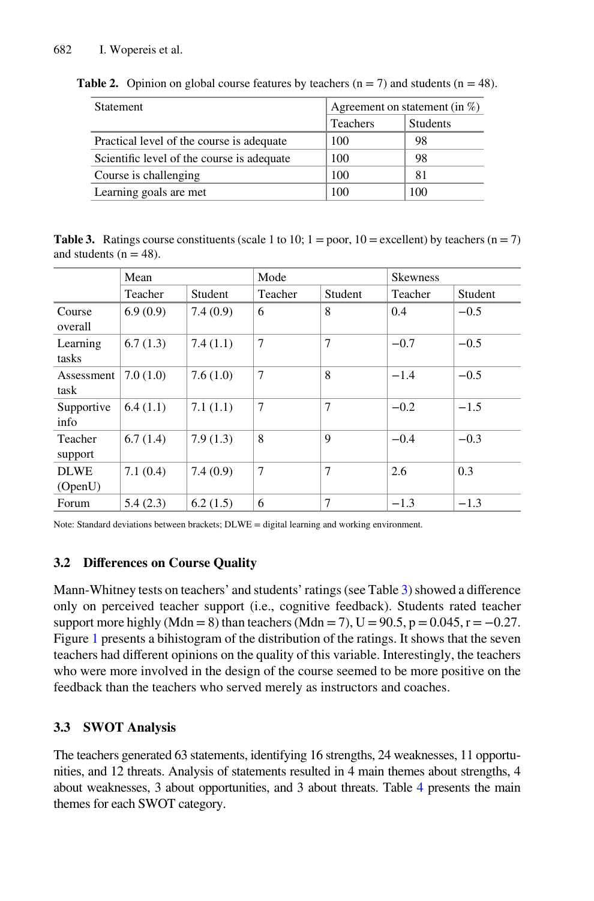**Table 2.** Opinion on global course features by teachers (n = 7) and students (n = 48).

| Statement | Agreement on statement (in %) | |
|---|---|---|
| | Teachers | Students |
| Practical level of the course is adequate | 100 | 98 |
| Scientific level of the course is adequate | 100 | 98 |
| Course is challenging | 100 | 81 |
| Learning goals are met | 100 | 100 |

**Table 3.** Ratings course constituents (scale 1 to 10; 1 = poor, 10 = excellent) by teachers (n = 7) and students (n = 48).

| | Mean | | Mode | | Skewness | |
|---|---|---|---|---|---|---|
| | Teacher | Student | Teacher | Student | Teacher | Student |
| Course overall | 6.9 (0.9) | 7.4 (0.9) | 6 | 8 | 0.4 | −0.5 |
| Learning tasks | 6.7 (1.3) | 7.4 (1.1) | 7 | 7 | −0.7 | −0.5 |
| Assessment task | 7.0 (1.0) | 7.6 (1.0) | 7 | 8 | −1.4 | −0.5 |
| Supportive info | 6.4 (1.1) | 7.1 (1.1) | 7 | 7 | −0.2 | −1.5 |
| Teacher support | 6.7 (1.4) | 7.9 (1.3) | 8 | 9 | −0.4 | −0.3 |
| DLWE (OpenU) | 7.1 (0.4) | 7.4 (0.9) | 7 | 7 | 2.6 | 0.3 |
| Forum | 5.4 (2.3) | 6.2 (1.5) | 6 | 7 | −1.3 | −1.3 |

Note: Standard deviations between brackets; DLWE = digital learning and working environment.

### 3.2 Differences on Course Quality

Mann-Whitney tests on teachers' and students' ratings (see Table 3) showed a difference only on perceived teacher support (i.e., cognitive feedback). Students rated teacher support more highly (Mdn = 8) than teachers (Mdn = 7), $U = 90.5$, $p = 0.045$, $r = -0.27$. Figure 1 presents a bihistogram of the distribution of the ratings. It shows that the seven teachers had different opinions on the quality of this variable. Interestingly, the teachers who were more involved in the design of the course seemed to be more positive on the feedback than the teachers who served merely as instructors and coaches.

### 3.3 SWOT Analysis

The teachers generated 63 statements, identifying 16 strengths, 24 weaknesses, 11 opportunities, and 12 threats. Analysis of statements resulted in 4 main themes about strengths, 4 about weaknesses, 3 about opportunities, and 3 about threats. Table 4 presents the main themes for each SWOT category.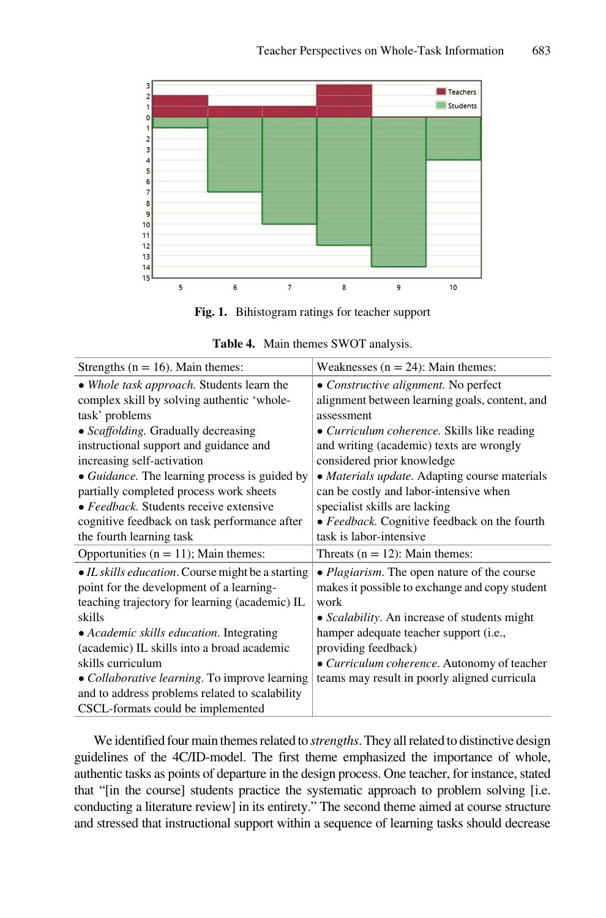Fig. 1. Bihistogram ratings for teacher support

**Table 4.** Main themes SWOT analysis.

| Strengths (n = 16). Main themes: | Weaknesses (n = 24): Main themes: |
|---|---|
| • *Whole task approach.* Students learn the complex skill by solving authentic 'whole-task' problems<br>• *Scaffolding.* Gradually decreasing instructional support and guidance and increasing self-activation<br>• *Guidance.* The learning process is guided by partially completed process work sheets<br>• *Feedback.* Students receive extensive cognitive feedback on task performance after the fourth learning task | • *Constructive alignment.* No perfect alignment between learning goals, content, and assessment<br>• *Curriculum coherence.* Skills like reading and writing (academic) texts are wrongly considered prior knowledge<br>• *Materials update.* Adapting course materials can be costly and labor-intensive when specialist skills are lacking<br>• *Feedback.* Cognitive feedback on the fourth task is labor-intensive |
| **Opportunities (n = 11); Main themes:** | **Threats (n = 12): Main themes:** |
| • *IL skills education*. Course might be a starting point for the development of a learning-teaching trajectory for learning (academic) IL skills<br>• *Academic skills education.* Integrating (academic) IL skills into a broad academic skills curriculum<br>• *Collaborative learning*. To improve learning and to address problems related to scalability CSCL-formats could be implemented | • *Plagiarism.* The open nature of the course makes it possible to exchange and copy student work<br>• *Scalability*. An increase of students might hamper adequate teacher support (i.e., providing feedback)<br>• *Curriculum coherence*. Autonomy of teacher teams may result in poorly aligned curricula |

We identified four main themes related to *strengths*. They all related to distinctive design guidelines of the 4C/ID-model. The first theme emphasized the importance of whole, authentic tasks as points of departure in the design process. One teacher, for instance, stated that "[in the course] students practice the systematic approach to problem solving [i.e. conducting a literature review] in its entirety." The second theme aimed at course structure and stressed that instructional support within a sequence of learning tasks should decrease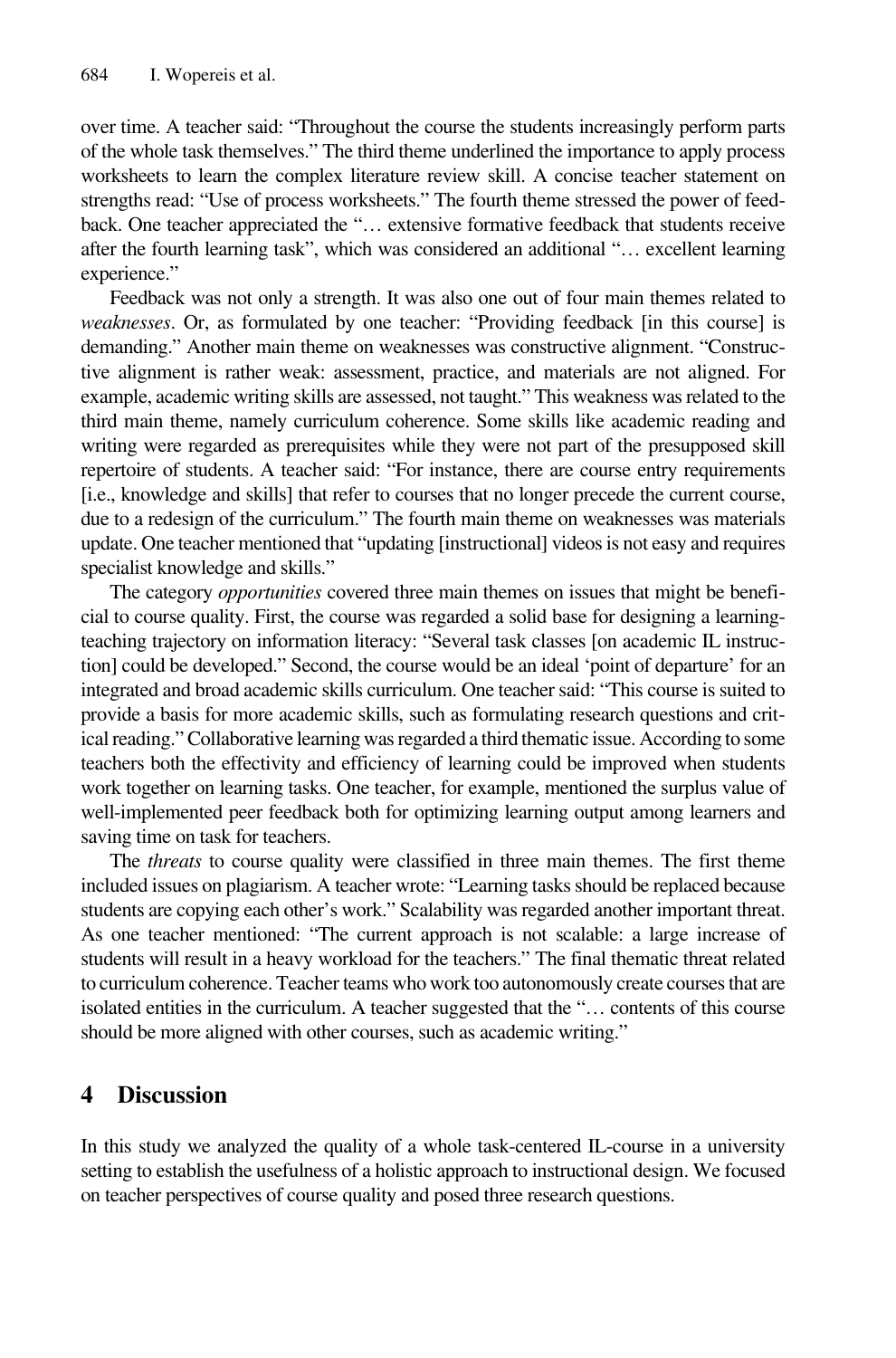over time. A teacher said: "Throughout the course the students increasingly perform parts of the whole task themselves." The third theme underlined the importance to apply process worksheets to learn the complex literature review skill. A concise teacher statement on strengths read: "Use of process worksheets." The fourth theme stressed the power of feedback. One teacher appreciated the "… extensive formative feedback that students receive after the fourth learning task", which was considered an additional "… excellent learning experience."

Feedback was not only a strength. It was also one out of four main themes related to *weaknesses*. Or, as formulated by one teacher: "Providing feedback [in this course] is demanding." Another main theme on weaknesses was constructive alignment. "Constructive alignment is rather weak: assessment, practice, and materials are not aligned. For example, academic writing skills are assessed, not taught." This weakness was related to the third main theme, namely curriculum coherence. Some skills like academic reading and writing were regarded as prerequisites while they were not part of the presupposed skill repertoire of students. A teacher said: "For instance, there are course entry requirements [i.e., knowledge and skills] that refer to courses that no longer precede the current course, due to a redesign of the curriculum." The fourth main theme on weaknesses was materials update. One teacher mentioned that "updating [instructional] videos is not easy and requires specialist knowledge and skills."

The category *opportunities* covered three main themes on issues that might be beneficial to course quality. First, the course was regarded a solid base for designing a learning-teaching trajectory on information literacy: "Several task classes [on academic IL instruction] could be developed." Second, the course would be an ideal 'point of departure' for an integrated and broad academic skills curriculum. One teacher said: "This course is suited to provide a basis for more academic skills, such as formulating research questions and critical reading." Collaborative learning was regarded a third thematic issue. According to some teachers both the effectivity and efficiency of learning could be improved when students work together on learning tasks. One teacher, for example, mentioned the surplus value of well-implemented peer feedback both for optimizing learning output among learners and saving time on task for teachers.

The *threats* to course quality were classified in three main themes. The first theme included issues on plagiarism. A teacher wrote: "Learning tasks should be replaced because students are copying each other's work." Scalability was regarded another important threat. As one teacher mentioned: "The current approach is not scalable: a large increase of students will result in a heavy workload for the teachers." The final thematic threat related to curriculum coherence. Teacher teams who work too autonomously create courses that are isolated entities in the curriculum. A teacher suggested that the "… contents of this course should be more aligned with other courses, such as academic writing."

## 4 Discussion

In this study we analyzed the quality of a whole task-centered IL-course in a university setting to establish the usefulness of a holistic approach to instructional design. We focused on teacher perspectives of course quality and posed three research questions.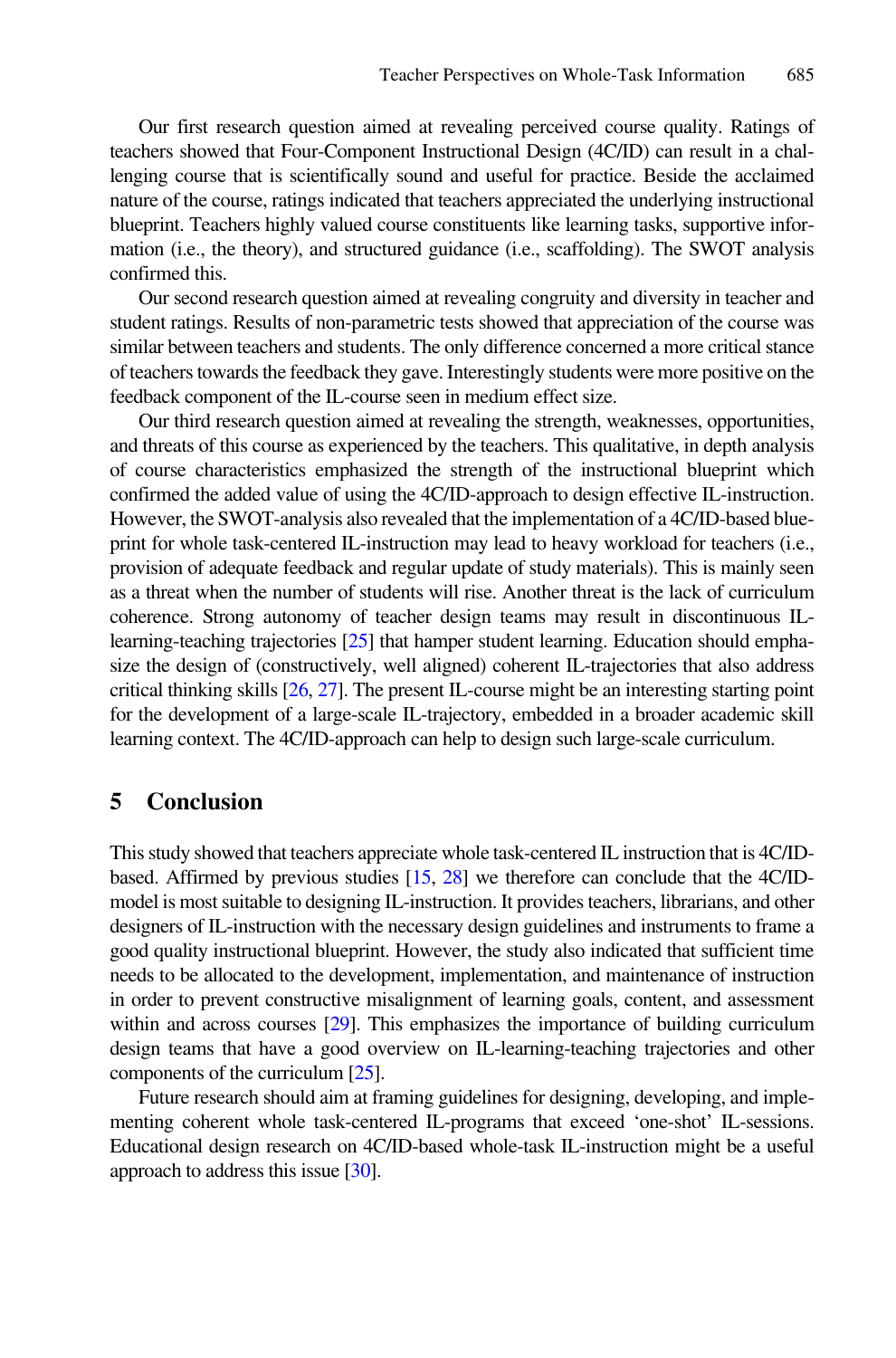Our first research question aimed at revealing perceived course quality. Ratings of teachers showed that Four-Component Instructional Design (4C/ID) can result in a challenging course that is scientifically sound and useful for practice. Beside the acclaimed nature of the course, ratings indicated that teachers appreciated the underlying instructional blueprint. Teachers highly valued course constituents like learning tasks, supportive information (i.e., the theory), and structured guidance (i.e., scaffolding). The SWOT analysis confirmed this.

Our second research question aimed at revealing congruity and diversity in teacher and student ratings. Results of non-parametric tests showed that appreciation of the course was similar between teachers and students. The only difference concerned a more critical stance of teachers towards the feedback they gave. Interestingly students were more positive on the feedback component of the IL-course seen in medium effect size.

Our third research question aimed at revealing the strength, weaknesses, opportunities, and threats of this course as experienced by the teachers. This qualitative, in depth analysis of course characteristics emphasized the strength of the instructional blueprint which confirmed the added value of using the 4C/ID-approach to design effective IL-instruction. However, the SWOT-analysis also revealed that the implementation of a 4C/ID-based blueprint for whole task-centered IL-instruction may lead to heavy workload for teachers (i.e., provision of adequate feedback and regular update of study materials). This is mainly seen as a threat when the number of students will rise. Another threat is the lack of curriculum coherence. Strong autonomy of teacher design teams may result in discontinuous IL-learning-teaching trajectories [25] that hamper student learning. Education should emphasize the design of (constructively, well aligned) coherent IL-trajectories that also address critical thinking skills [26, 27]. The present IL-course might be an interesting starting point for the development of a large-scale IL-trajectory, embedded in a broader academic skill learning context. The 4C/ID-approach can help to design such large-scale curriculum.

## 5 Conclusion

This study showed that teachers appreciate whole task-centered IL instruction that is 4C/ID-based. Affirmed by previous studies [15, 28] we therefore can conclude that the 4C/ID-model is most suitable to designing IL-instruction. It provides teachers, librarians, and other designers of IL-instruction with the necessary design guidelines and instruments to frame a good quality instructional blueprint. However, the study also indicated that sufficient time needs to be allocated to the development, implementation, and maintenance of instruction in order to prevent constructive misalignment of learning goals, content, and assessment within and across courses [29]. This emphasizes the importance of building curriculum design teams that have a good overview on IL-learning-teaching trajectories and other components of the curriculum [25].

Future research should aim at framing guidelines for designing, developing, and implementing coherent whole task-centered IL-programs that exceed 'one-shot' IL-sessions. Educational design research on 4C/ID-based whole-task IL-instruction might be a useful approach to address this issue [30].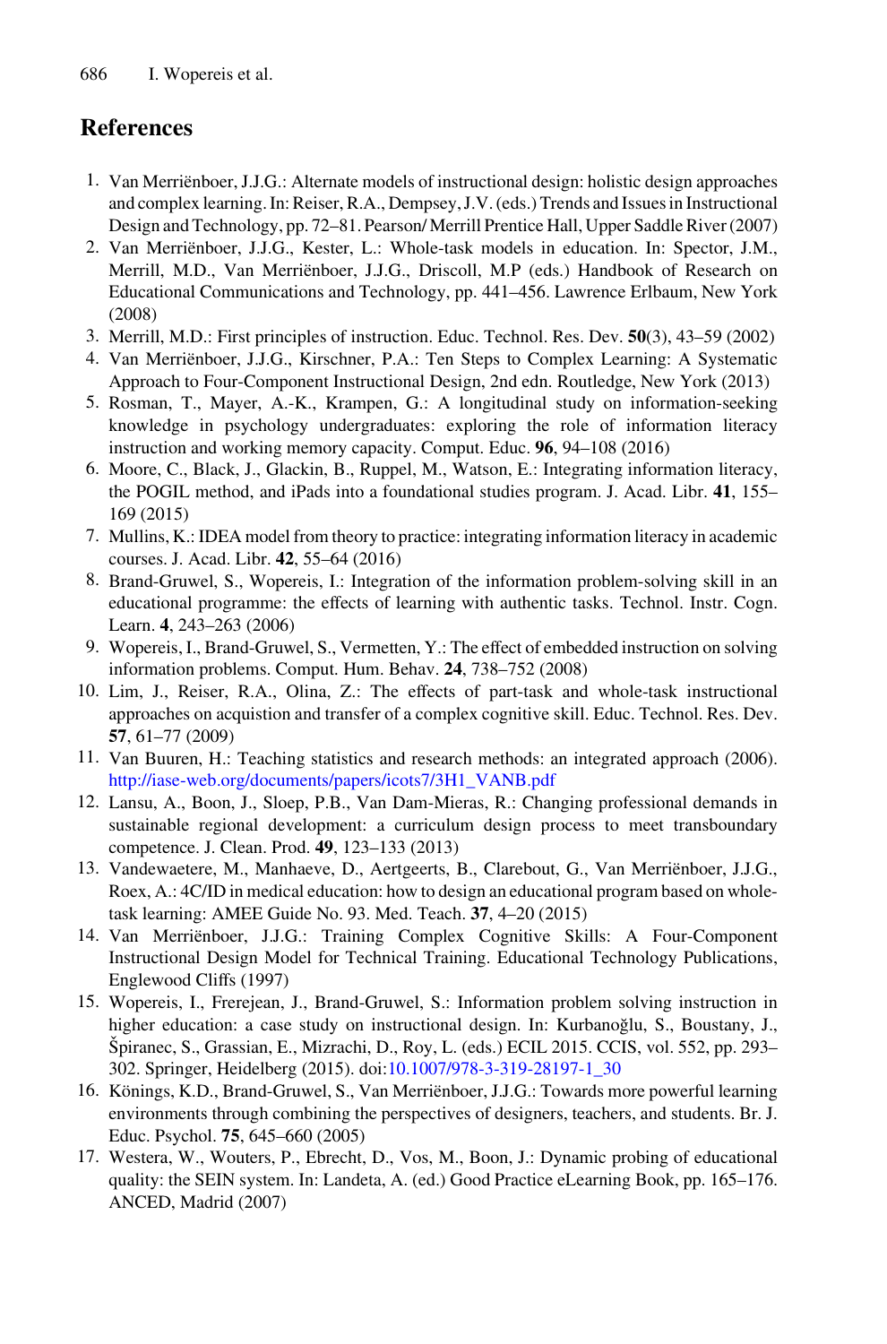## References

1. Van Merriënboer, J.J.G.: Alternate models of instructional design: holistic design approaches and complex learning. In: Reiser, R.A., Dempsey, J.V. (eds.) Trends and Issues in Instructional Design and Technology, pp. 72–81. Pearson/ Merrill Prentice Hall, Upper Saddle River (2007)
2. Van Merriënboer, J.J.G., Kester, L.: Whole-task models in education. In: Spector, J.M., Merrill, M.D., Van Merriënboer, J.J.G., Driscoll, M.P (eds.) Handbook of Research on Educational Communications and Technology, pp. 441–456. Lawrence Erlbaum, New York (2008)
3. Merrill, M.D.: First principles of instruction. Educ. Technol. Res. Dev. **50**(3), 43–59 (2002)
4. Van Merriënboer, J.J.G., Kirschner, P.A.: Ten Steps to Complex Learning: A Systematic Approach to Four-Component Instructional Design, 2nd edn. Routledge, New York (2013)
5. Rosman, T., Mayer, A.-K., Krampen, G.: A longitudinal study on information-seeking knowledge in psychology undergraduates: exploring the role of information literacy instruction and working memory capacity. Comput. Educ. **96**, 94–108 (2016)
6. Moore, C., Black, J., Glackin, B., Ruppel, M., Watson, E.: Integrating information literacy, the POGIL method, and iPads into a foundational studies program. J. Acad. Libr. **41**, 155–169 (2015)
7. Mullins, K.: IDEA model from theory to practice: integrating information literacy in academic courses. J. Acad. Libr. **42**, 55–64 (2016)
8. Brand-Gruwel, S., Wopereis, I.: Integration of the information problem-solving skill in an educational programme: the effects of learning with authentic tasks. Technol. Instr. Cogn. Learn. **4**, 243–263 (2006)
9. Wopereis, I., Brand-Gruwel, S., Vermetten, Y.: The effect of embedded instruction on solving information problems. Comput. Hum. Behav. **24**, 738–752 (2008)
10. Lim, J., Reiser, R.A., Olina, Z.: The effects of part-task and whole-task instructional approaches on acquistion and transfer of a complex cognitive skill. Educ. Technol. Res. Dev. **57**, 61–77 (2009)
11. Van Buuren, H.: Teaching statistics and research methods: an integrated approach (2006). http://iase-web.org/documents/papers/icots7/3H1_VANB.pdf
12. Lansu, A., Boon, J., Sloep, P.B., Van Dam-Mieras, R.: Changing professional demands in sustainable regional development: a curriculum design process to meet transboundary competence. J. Clean. Prod. **49**, 123–133 (2013)
13. Vandewaetere, M., Manhaeve, D., Aertgeerts, B., Clarebout, G., Van Merriënboer, J.J.G., Roex, A.: 4C/ID in medical education: how to design an educational program based on whole-task learning: AMEE Guide No. 93. Med. Teach. **37**, 4–20 (2015)
14. Van Merriënboer, J.J.G.: Training Complex Cognitive Skills: A Four-Component Instructional Design Model for Technical Training. Educational Technology Publications, Englewood Cliffs (1997)
15. Wopereis, I., Frerejean, J., Brand-Gruwel, S.: Information problem solving instruction in higher education: a case study on instructional design. In: Kurbanoğlu, S., Boustany, J., Špiranec, S., Grassian, E., Mizrachi, D., Roy, L. (eds.) ECIL 2015. CCIS, vol. 552, pp. 293–302. Springer, Heidelberg (2015). doi:10.1007/978-3-319-28197-1_30
16. Könings, K.D., Brand-Gruwel, S., Van Merriënboer, J.J.G.: Towards more powerful learning environments through combining the perspectives of designers, teachers, and students. Br. J. Educ. Psychol. **75**, 645–660 (2005)
17. Westera, W., Wouters, P., Ebrecht, D., Vos, M., Boon, J.: Dynamic probing of educational quality: the SEIN system. In: Landeta, A. (ed.) Good Practice eLearning Book, pp. 165–176. ANCED, Madrid (2007)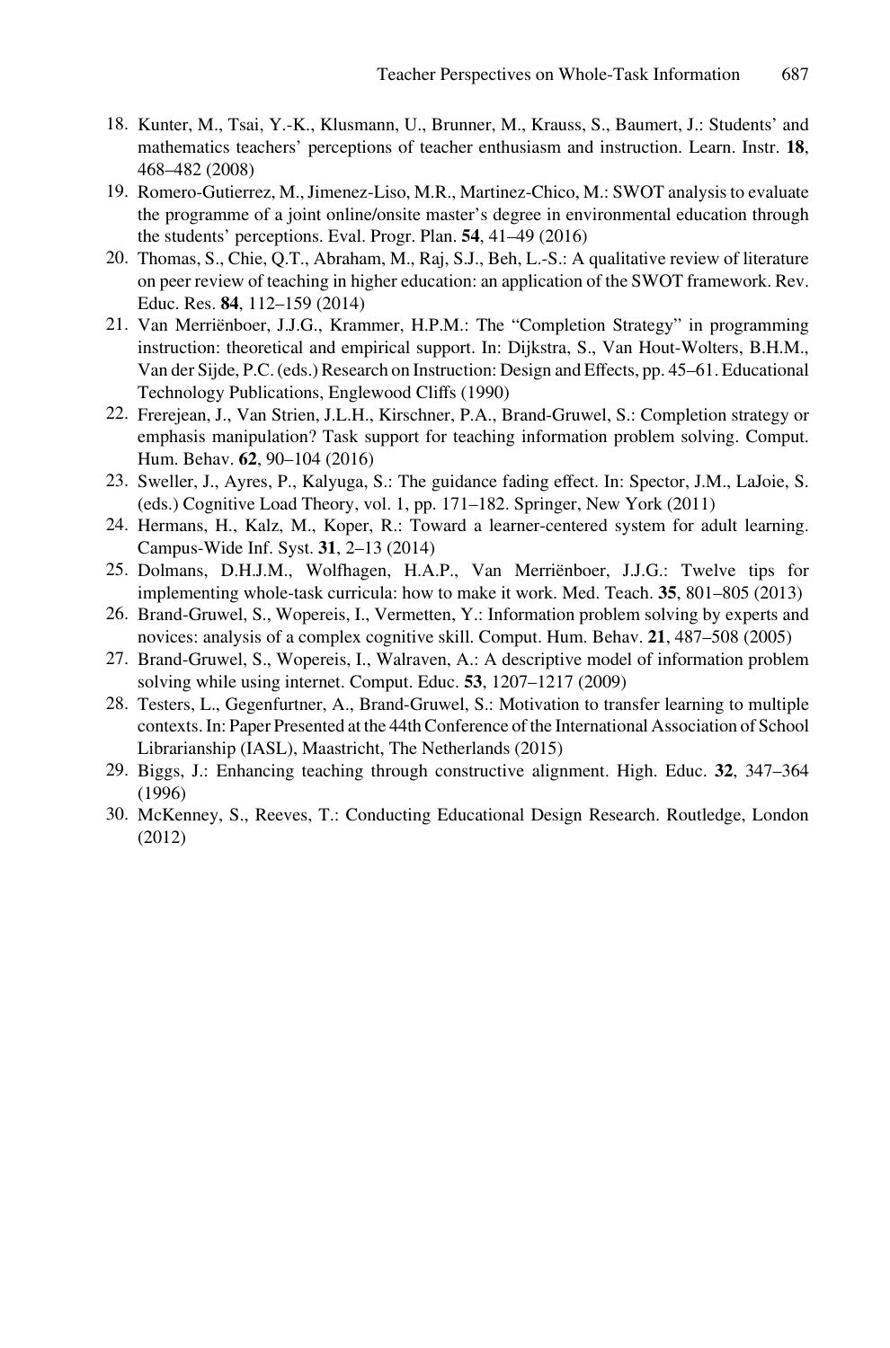18. Kunter, M., Tsai, Y.-K., Klusmann, U., Brunner, M., Krauss, S., Baumert, J.: Students' and mathematics teachers' perceptions of teacher enthusiasm and instruction. Learn. Instr. **18**, 468–482 (2008)
19. Romero-Gutierrez, M., Jimenez-Liso, M.R., Martinez-Chico, M.: SWOT analysis to evaluate the programme of a joint online/onsite master's degree in environmental education through the students' perceptions. Eval. Progr. Plan. **54**, 41–49 (2016)
20. Thomas, S., Chie, Q.T., Abraham, M., Raj, S.J., Beh, L.-S.: A qualitative review of literature on peer review of teaching in higher education: an application of the SWOT framework. Rev. Educ. Res. **84**, 112–159 (2014)
21. Van Merriënboer, J.J.G., Krammer, H.P.M.: The "Completion Strategy" in programming instruction: theoretical and empirical support. In: Dijkstra, S., Van Hout-Wolters, B.H.M., Van der Sijde, P.C. (eds.) Research on Instruction: Design and Effects, pp. 45–61. Educational Technology Publications, Englewood Cliffs (1990)
22. Frerejean, J., Van Strien, J.L.H., Kirschner, P.A., Brand-Gruwel, S.: Completion strategy or emphasis manipulation? Task support for teaching information problem solving. Comput. Hum. Behav. **62**, 90–104 (2016)
23. Sweller, J., Ayres, P., Kalyuga, S.: The guidance fading effect. In: Spector, J.M., LaJoie, S. (eds.) Cognitive Load Theory, vol. 1, pp. 171–182. Springer, New York (2011)
24. Hermans, H., Kalz, M., Koper, R.: Toward a learner-centered system for adult learning. Campus-Wide Inf. Syst. **31**, 2–13 (2014)
25. Dolmans, D.H.J.M., Wolfhagen, H.A.P., Van Merriënboer, J.J.G.: Twelve tips for implementing whole-task curricula: how to make it work. Med. Teach. **35**, 801–805 (2013)
26. Brand-Gruwel, S., Wopereis, I., Vermetten, Y.: Information problem solving by experts and novices: analysis of a complex cognitive skill. Comput. Hum. Behav. **21**, 487–508 (2005)
27. Brand-Gruwel, S., Wopereis, I., Walraven, A.: A descriptive model of information problem solving while using internet. Comput. Educ. **53**, 1207–1217 (2009)
28. Testers, L., Gegenfurtner, A., Brand-Gruwel, S.: Motivation to transfer learning to multiple contexts. In: Paper Presented at the 44th Conference of the International Association of School Librarianship (IASL), Maastricht, The Netherlands (2015)
29. Biggs, J.: Enhancing teaching through constructive alignment. High. Educ. **32**, 347–364 (1996)
30. McKenney, S., Reeves, T.: Conducting Educational Design Research. Routledge, London (2012)